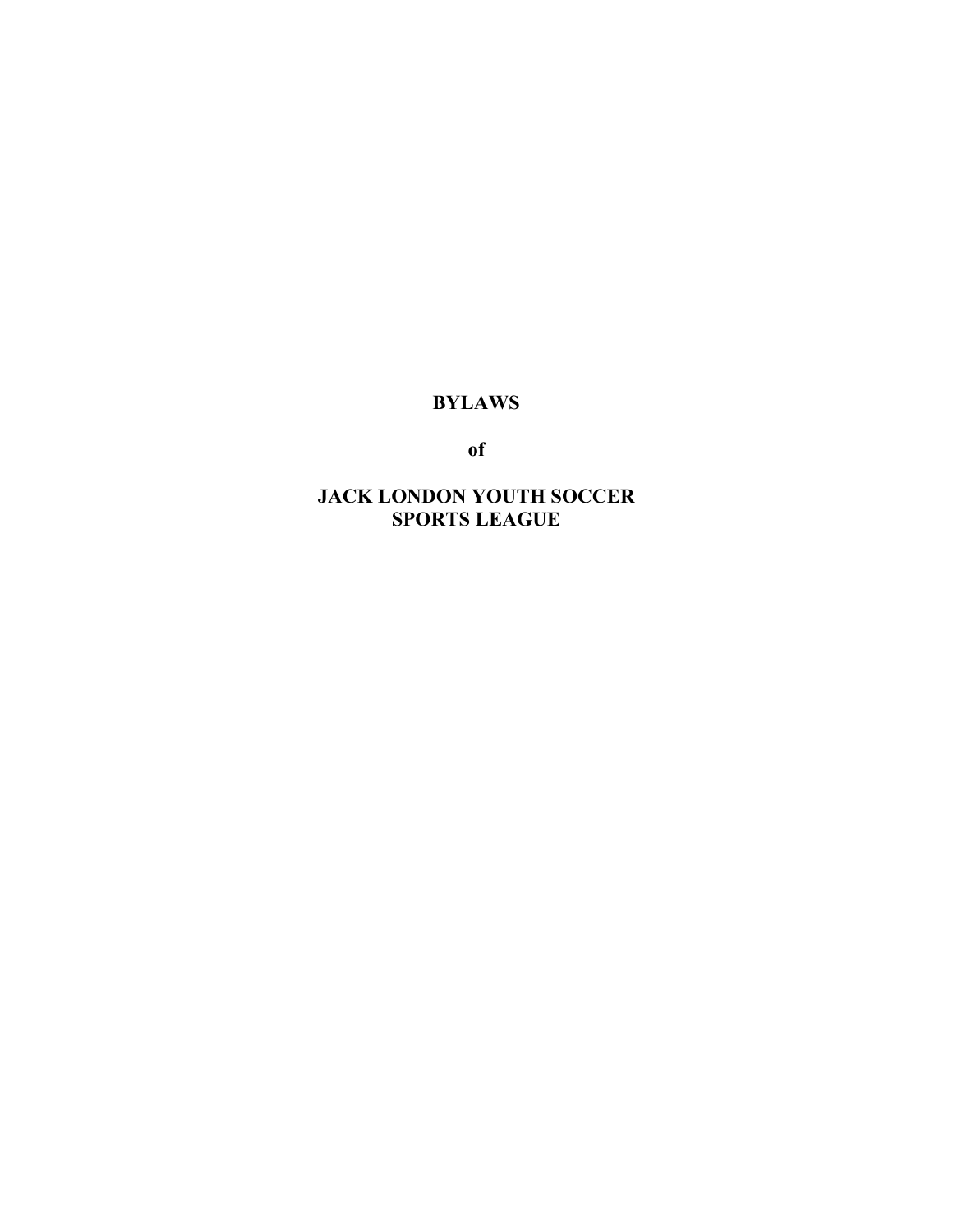# BYLAWS

**of**

# JACK LONDON YOUTH SOCCER SPORTS LEAGUE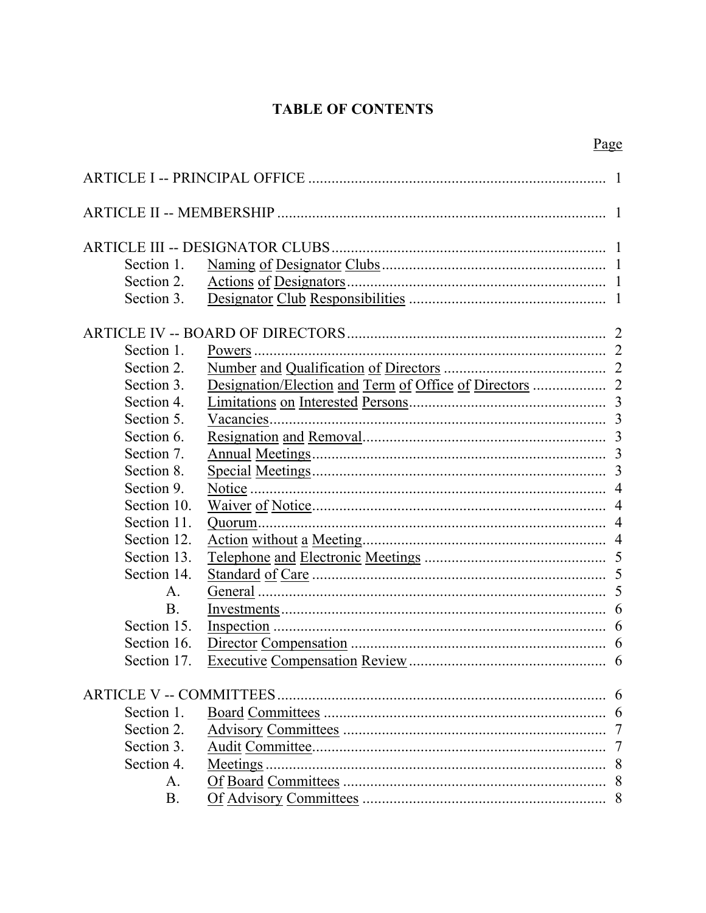# TABLE OF CONTENTS

| | | Page |
|---|---|---|
| ARTICLE I -- PRINCIPAL OFFICE | | 1 |
| ARTICLE II -- MEMBERSHIP | | 1 |
| ARTICLE III -- DESIGNATOR CLUBS | | 1 |
| Section 1. | Naming of Designator Clubs | 1 |
| Section 2. | Actions of Designators | 1 |
| Section 3. | Designator Club Responsibilities | 1 |
| ARTICLE IV -- BOARD OF DIRECTORS | | 2 |
| Section 1. | Powers | 2 |
| Section 2. | Number and Qualification of Directors | 2 |
| Section 3. | Designation/Election and Term of Office of Directors | 2 |
| Section 4. | Limitations on Interested Persons | 3 |
| Section 5. | Vacancies | 3 |
| Section 6. | Resignation and Removal | 3 |
| Section 7. | Annual Meetings | 3 |
| Section 8. | Special Meetings | 3 |
| Section 9. | Notice | 4 |
| Section 10. | Waiver of Notice | 4 |
| Section 11. | Quorum | 4 |
| Section 12. | Action without a Meeting | 4 |
| Section 13. | Telephone and Electronic Meetings | 5 |
| Section 14. | Standard of Care | 5 |
| A. | General | 5 |
| B. | Investments | 6 |
| Section 15. | Inspection | 6 |
| Section 16. | Director Compensation | 6 |
| Section 17. | Executive Compensation Review | 6 |
| ARTICLE V -- COMMITTEES | | 6 |
| Section 1. | Board Committees | 6 |
| Section 2. | Advisory Committees | 7 |
| Section 3. | Audit Committee | 7 |
| Section 4. | Meetings | 8 |
| A. | Of Board Committees | 8 |
| B. | Of Advisory Committees | 8 |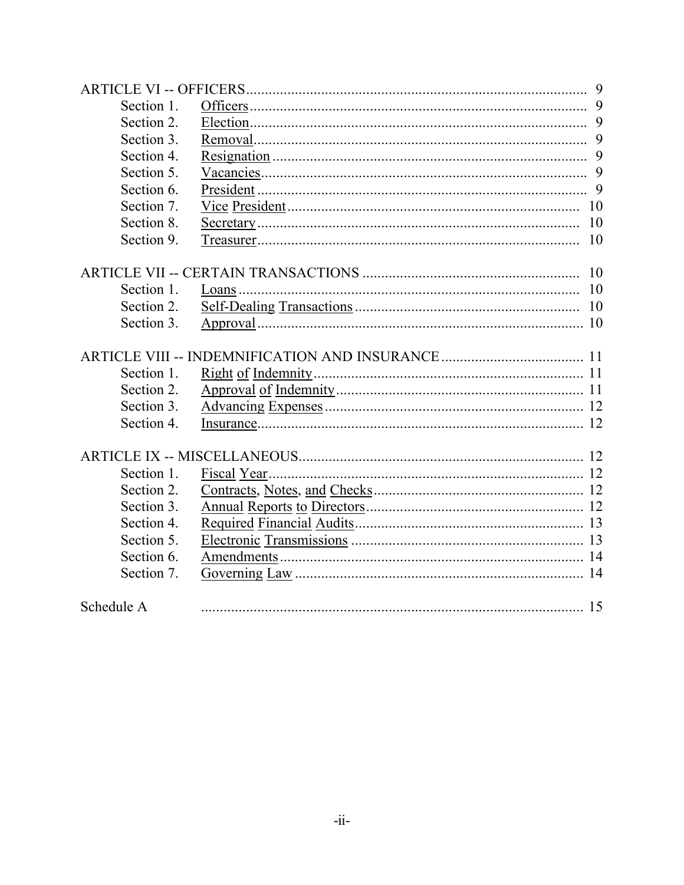| | | |
|---|---|---|
| ARTICLE VI -- OFFICERS | | 9 |
| Section 1. | Officers | 9 |
| Section 2. | Election | 9 |
| Section 3. | Removal | 9 |
| Section 4. | Resignation | 9 |
| Section 5. | Vacancies | 9 |
| Section 6. | President | 9 |
| Section 7. | Vice President | 10 |
| Section 8. | Secretary | 10 |
| Section 9. | Treasurer | 10 |
| ARTICLE VII -- CERTAIN TRANSACTIONS | | 10 |
| Section 1. | Loans | 10 |
| Section 2. | Self-Dealing Transactions | 10 |
| Section 3. | Approval | 10 |
| ARTICLE VIII -- INDEMNIFICATION AND INSURANCE | | 11 |
| Section 1. | Right of Indemnity | 11 |
| Section 2. | Approval of Indemnity | 11 |
| Section 3. | Advancing Expenses | 12 |
| Section 4. | Insurance | 12 |
| ARTICLE IX -- MISCELLANEOUS | | 12 |
| Section 1. | Fiscal Year | 12 |
| Section 2. | Contracts, Notes, and Checks | 12 |
| Section 3. | Annual Reports to Directors | 12 |
| Section 4. | Required Financial Audits | 13 |
| Section 5. | Electronic Transmissions | 13 |
| Section 6. | Amendments | 14 |
| Section 7. | Governing Law | 14 |
| Schedule A | | 15 |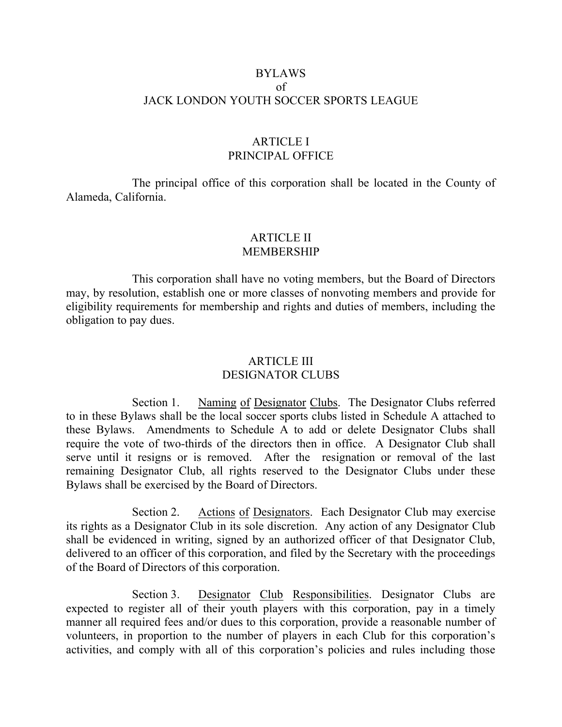# BYLAWS
# of
# JACK LONDON YOUTH SOCCER SPORTS LEAGUE

## ARTICLE I
## PRINCIPAL OFFICE

The principal office of this corporation shall be located in the County of Alameda, California.

## ARTICLE II
## MEMBERSHIP

This corporation shall have no voting members, but the Board of Directors may, by resolution, establish one or more classes of nonvoting members and provide for eligibility requirements for membership and rights and duties of members, including the obligation to pay dues.

## ARTICLE III
## DESIGNATOR CLUBS

Section 1. Naming of Designator Clubs. The Designator Clubs referred to in these Bylaws shall be the local soccer sports clubs listed in Schedule A attached to these Bylaws. Amendments to Schedule A to add or delete Designator Clubs shall require the vote of two-thirds of the directors then in office. A Designator Club shall serve until it resigns or is removed. After the resignation or removal of the last remaining Designator Club, all rights reserved to the Designator Clubs under these Bylaws shall be exercised by the Board of Directors.

Section 2. Actions of Designators. Each Designator Club may exercise its rights as a Designator Club in its sole discretion. Any action of any Designator Club shall be evidenced in writing, signed by an authorized officer of that Designator Club, delivered to an officer of this corporation, and filed by the Secretary with the proceedings of the Board of Directors of this corporation.

Section 3. Designator Club Responsibilities. Designator Clubs are expected to register all of their youth players with this corporation, pay in a timely manner all required fees and/or dues to this corporation, provide a reasonable number of volunteers, in proportion to the number of players in each Club for this corporation's activities, and comply with all of this corporation's policies and rules including those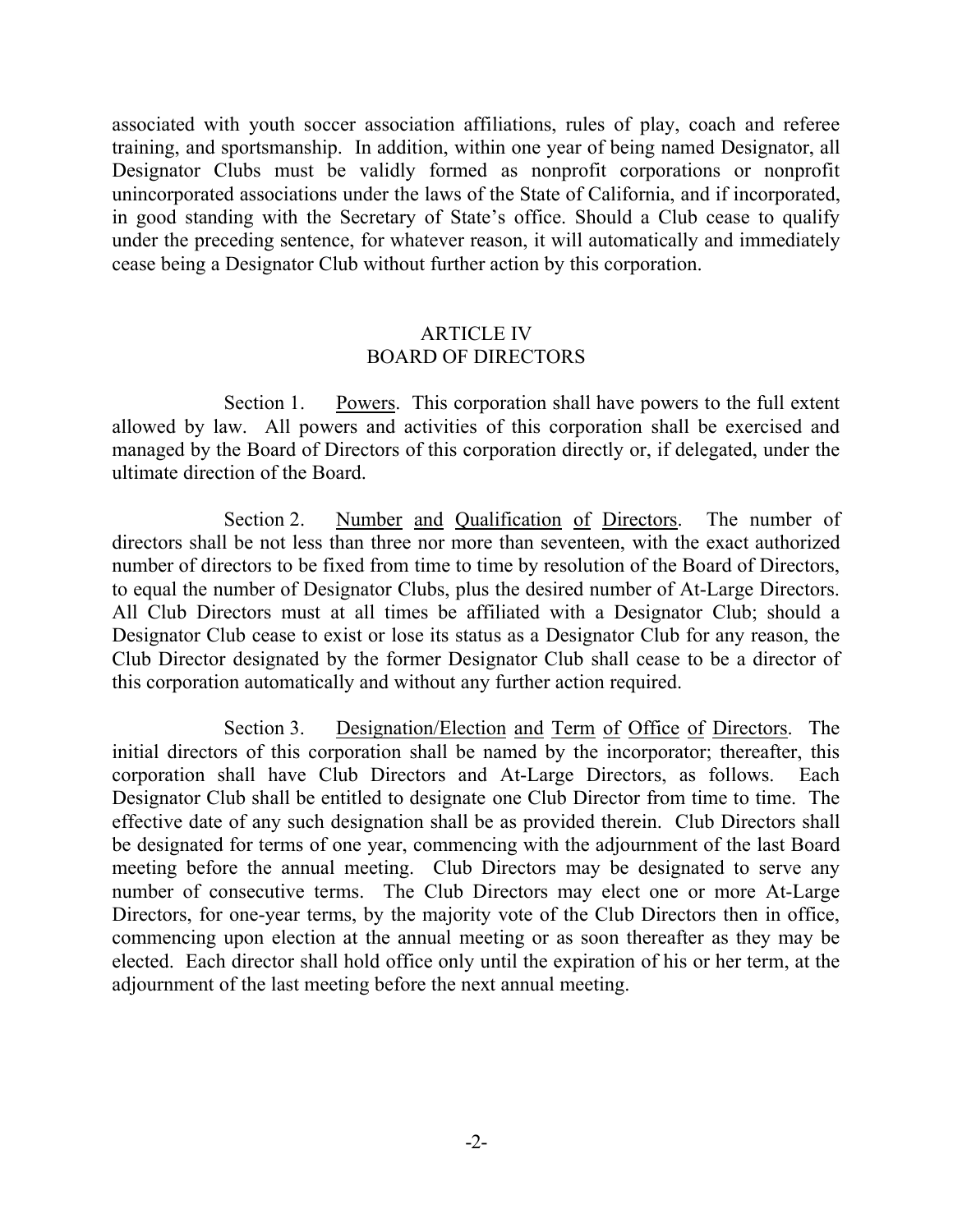associated with youth soccer association affiliations, rules of play, coach and referee training, and sportsmanship. In addition, within one year of being named Designator, all Designator Clubs must be validly formed as nonprofit corporations or nonprofit unincorporated associations under the laws of the State of California, and if incorporated, in good standing with the Secretary of State's office. Should a Club cease to qualify under the preceding sentence, for whatever reason, it will automatically and immediately cease being a Designator Club without further action by this corporation.

## ARTICLE IV
## BOARD OF DIRECTORS

Section 1. Powers. This corporation shall have powers to the full extent allowed by law. All powers and activities of this corporation shall be exercised and managed by the Board of Directors of this corporation directly or, if delegated, under the ultimate direction of the Board.

Section 2. Number and Qualification of Directors. The number of directors shall be not less than three nor more than seventeen, with the exact authorized number of directors to be fixed from time to time by resolution of the Board of Directors, to equal the number of Designator Clubs, plus the desired number of At-Large Directors. All Club Directors must at all times be affiliated with a Designator Club; should a Designator Club cease to exist or lose its status as a Designator Club for any reason, the Club Director designated by the former Designator Club shall cease to be a director of this corporation automatically and without any further action required.

Section 3. Designation/Election and Term of Office of Directors. The initial directors of this corporation shall be named by the incorporator; thereafter, this corporation shall have Club Directors and At-Large Directors, as follows. Each Designator Club shall be entitled to designate one Club Director from time to time. The effective date of any such designation shall be as provided therein. Club Directors shall be designated for terms of one year, commencing with the adjournment of the last Board meeting before the annual meeting. Club Directors may be designated to serve any number of consecutive terms. The Club Directors may elect one or more At-Large Directors, for one-year terms, by the majority vote of the Club Directors then in office, commencing upon election at the annual meeting or as soon thereafter as they may be elected. Each director shall hold office only until the expiration of his or her term, at the adjournment of the last meeting before the next annual meeting.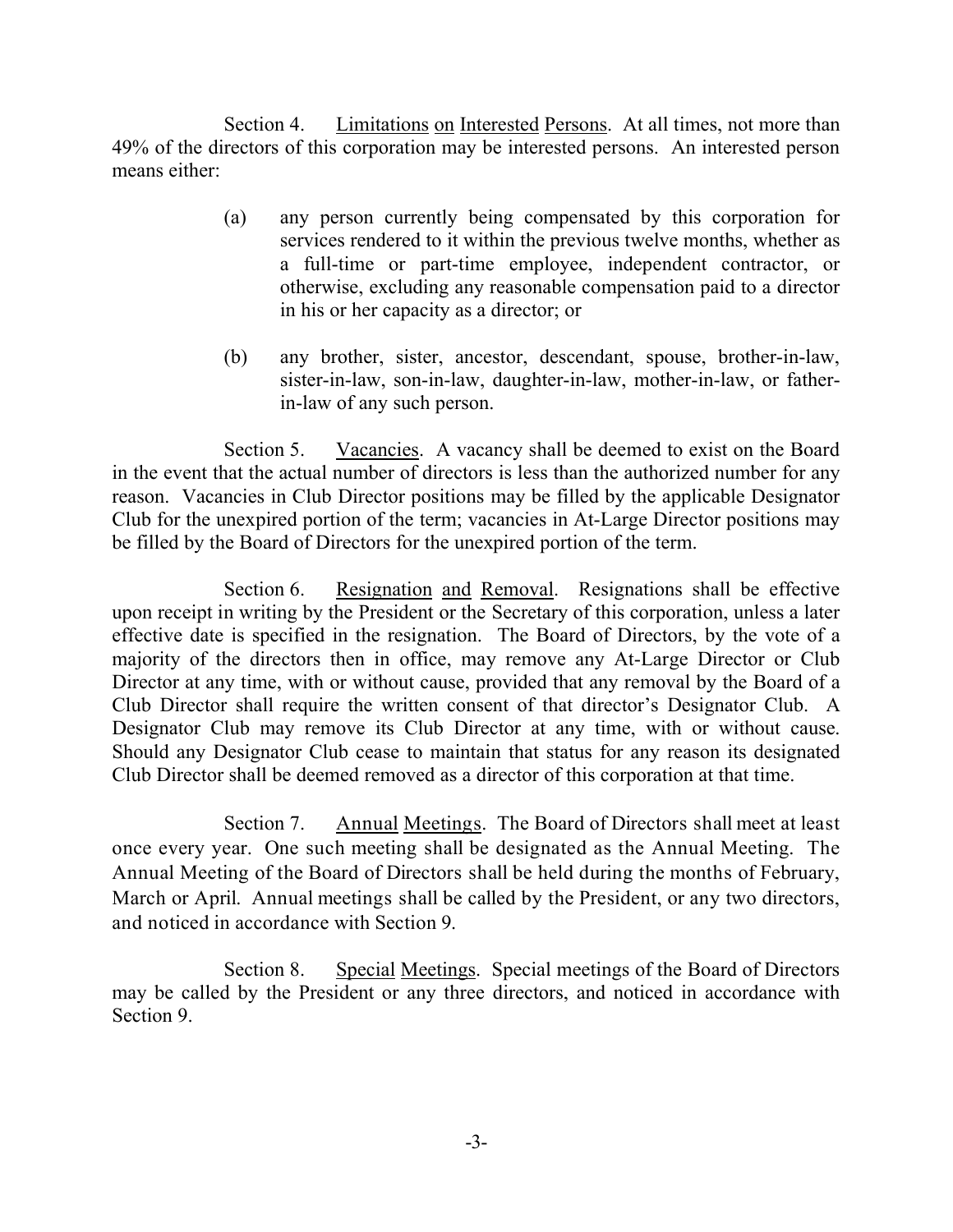Section 4. Limitations on Interested Persons. At all times, not more than 49% of the directors of this corporation may be interested persons. An interested person means either:

(a) any person currently being compensated by this corporation for services rendered to it within the previous twelve months, whether as a full-time or part-time employee, independent contractor, or otherwise, excluding any reasonable compensation paid to a director in his or her capacity as a director; or

(b) any brother, sister, ancestor, descendant, spouse, brother-in-law, sister-in-law, son-in-law, daughter-in-law, mother-in-law, or father-in-law of any such person.

Section 5. Vacancies. A vacancy shall be deemed to exist on the Board in the event that the actual number of directors is less than the authorized number for any reason. Vacancies in Club Director positions may be filled by the applicable Designator Club for the unexpired portion of the term; vacancies in At-Large Director positions may be filled by the Board of Directors for the unexpired portion of the term.

Section 6. Resignation and Removal. Resignations shall be effective upon receipt in writing by the President or the Secretary of this corporation, unless a later effective date is specified in the resignation. The Board of Directors, by the vote of a majority of the directors then in office, may remove any At-Large Director or Club Director at any time, with or without cause, provided that any removal by the Board of a Club Director shall require the written consent of that director's Designator Club. A Designator Club may remove its Club Director at any time, with or without cause. Should any Designator Club cease to maintain that status for any reason its designated Club Director shall be deemed removed as a director of this corporation at that time.

Section 7. Annual Meetings. The Board of Directors shall meet at least once every year. One such meeting shall be designated as the Annual Meeting. The Annual Meeting of the Board of Directors shall be held during the months of February, March or April. Annual meetings shall be called by the President, or any two directors, and noticed in accordance with Section 9.

Section 8. Special Meetings. Special meetings of the Board of Directors may be called by the President or any three directors, and noticed in accordance with Section 9.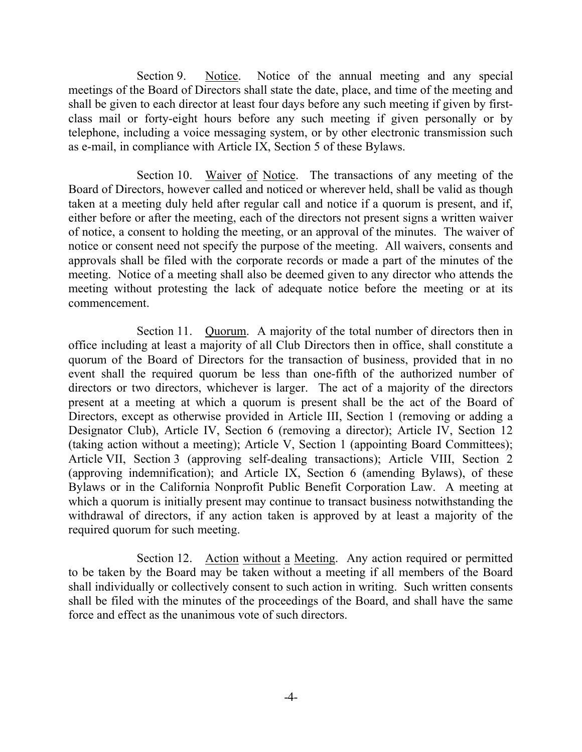Section 9. Notice. Notice of the annual meeting and any special meetings of the Board of Directors shall state the date, place, and time of the meeting and shall be given to each director at least four days before any such meeting if given by first-class mail or forty-eight hours before any such meeting if given personally or by telephone, including a voice messaging system, or by other electronic transmission such as e-mail, in compliance with Article IX, Section 5 of these Bylaws.

Section 10. Waiver of Notice. The transactions of any meeting of the Board of Directors, however called and noticed or wherever held, shall be valid as though taken at a meeting duly held after regular call and notice if a quorum is present, and if, either before or after the meeting, each of the directors not present signs a written waiver of notice, a consent to holding the meeting, or an approval of the minutes. The waiver of notice or consent need not specify the purpose of the meeting. All waivers, consents and approvals shall be filed with the corporate records or made a part of the minutes of the meeting. Notice of a meeting shall also be deemed given to any director who attends the meeting without protesting the lack of adequate notice before the meeting or at its commencement.

Section 11. Quorum. A majority of the total number of directors then in office including at least a majority of all Club Directors then in office, shall constitute a quorum of the Board of Directors for the transaction of business, provided that in no event shall the required quorum be less than one-fifth of the authorized number of directors or two directors, whichever is larger. The act of a majority of the directors present at a meeting at which a quorum is present shall be the act of the Board of Directors, except as otherwise provided in Article III, Section 1 (removing or adding a Designator Club), Article IV, Section 6 (removing a director); Article IV, Section 12 (taking action without a meeting); Article V, Section 1 (appointing Board Committees); Article VII, Section 3 (approving self-dealing transactions); Article VIII, Section 2 (approving indemnification); and Article IX, Section 6 (amending Bylaws), of these Bylaws or in the California Nonprofit Public Benefit Corporation Law. A meeting at which a quorum is initially present may continue to transact business notwithstanding the withdrawal of directors, if any action taken is approved by at least a majority of the required quorum for such meeting.

Section 12. Action without a Meeting. Any action required or permitted to be taken by the Board may be taken without a meeting if all members of the Board shall individually or collectively consent to such action in writing. Such written consents shall be filed with the minutes of the proceedings of the Board, and shall have the same force and effect as the unanimous vote of such directors.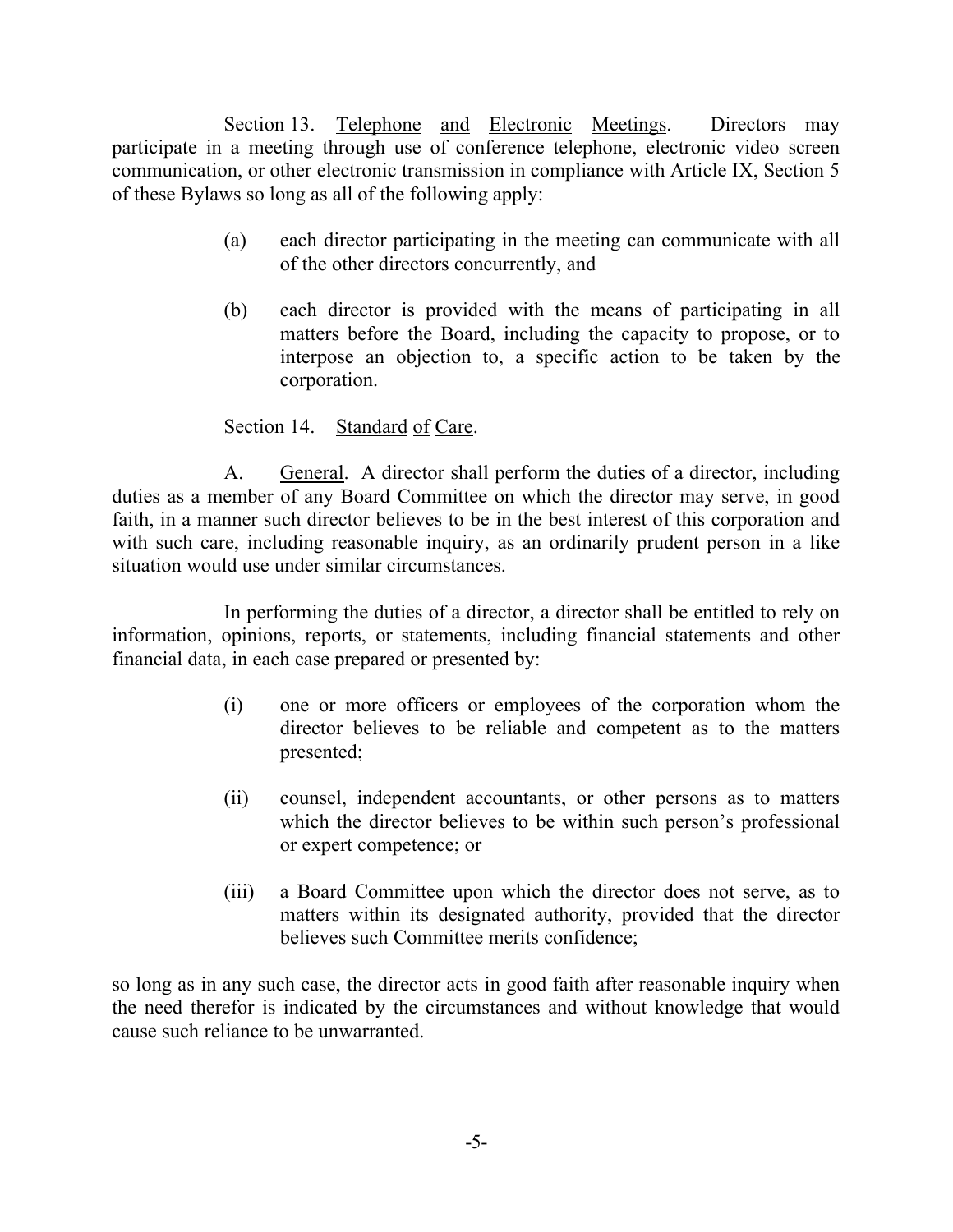Section 13. Telephone and Electronic Meetings. Directors may participate in a meeting through use of conference telephone, electronic video screen communication, or other electronic transmission in compliance with Article IX, Section 5 of these Bylaws so long as all of the following apply:

(a) each director participating in the meeting can communicate with all of the other directors concurrently, and

(b) each director is provided with the means of participating in all matters before the Board, including the capacity to propose, or to interpose an objection to, a specific action to be taken by the corporation.

Section 14. Standard of Care.

A. General. A director shall perform the duties of a director, including duties as a member of any Board Committee on which the director may serve, in good faith, in a manner such director believes to be in the best interest of this corporation and with such care, including reasonable inquiry, as an ordinarily prudent person in a like situation would use under similar circumstances.

In performing the duties of a director, a director shall be entitled to rely on information, opinions, reports, or statements, including financial statements and other financial data, in each case prepared or presented by:

(i) one or more officers or employees of the corporation whom the director believes to be reliable and competent as to the matters presented;

(ii) counsel, independent accountants, or other persons as to matters which the director believes to be within such person's professional or expert competence; or

(iii) a Board Committee upon which the director does not serve, as to matters within its designated authority, provided that the director believes such Committee merits confidence;

so long as in any such case, the director acts in good faith after reasonable inquiry when the need therefor is indicated by the circumstances and without knowledge that would cause such reliance to be unwarranted.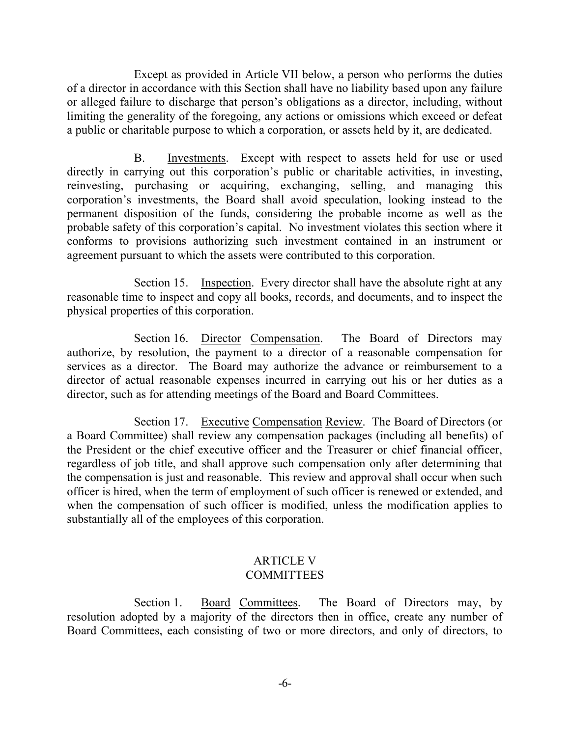Except as provided in Article VII below, a person who performs the duties of a director in accordance with this Section shall have no liability based upon any failure or alleged failure to discharge that person's obligations as a director, including, without limiting the generality of the foregoing, any actions or omissions which exceed or defeat a public or charitable purpose to which a corporation, or assets held by it, are dedicated.

B. Investments. Except with respect to assets held for use or used directly in carrying out this corporation's public or charitable activities, in investing, reinvesting, purchasing or acquiring, exchanging, selling, and managing this corporation's investments, the Board shall avoid speculation, looking instead to the permanent disposition of the funds, considering the probable income as well as the probable safety of this corporation's capital. No investment violates this section where it conforms to provisions authorizing such investment contained in an instrument or agreement pursuant to which the assets were contributed to this corporation.

Section 15. Inspection. Every director shall have the absolute right at any reasonable time to inspect and copy all books, records, and documents, and to inspect the physical properties of this corporation.

Section 16. Director Compensation. The Board of Directors may authorize, by resolution, the payment to a director of a reasonable compensation for services as a director. The Board may authorize the advance or reimbursement to a director of actual reasonable expenses incurred in carrying out his or her duties as a director, such as for attending meetings of the Board and Board Committees.

Section 17. Executive Compensation Review. The Board of Directors (or a Board Committee) shall review any compensation packages (including all benefits) of the President or the chief executive officer and the Treasurer or chief financial officer, regardless of job title, and shall approve such compensation only after determining that the compensation is just and reasonable. This review and approval shall occur when such officer is hired, when the term of employment of such officer is renewed or extended, and when the compensation of such officer is modified, unless the modification applies to substantially all of the employees of this corporation.

## ARTICLE V
## COMMITTEES

Section 1. Board Committees. The Board of Directors may, by resolution adopted by a majority of the directors then in office, create any number of Board Committees, each consisting of two or more directors, and only of directors, to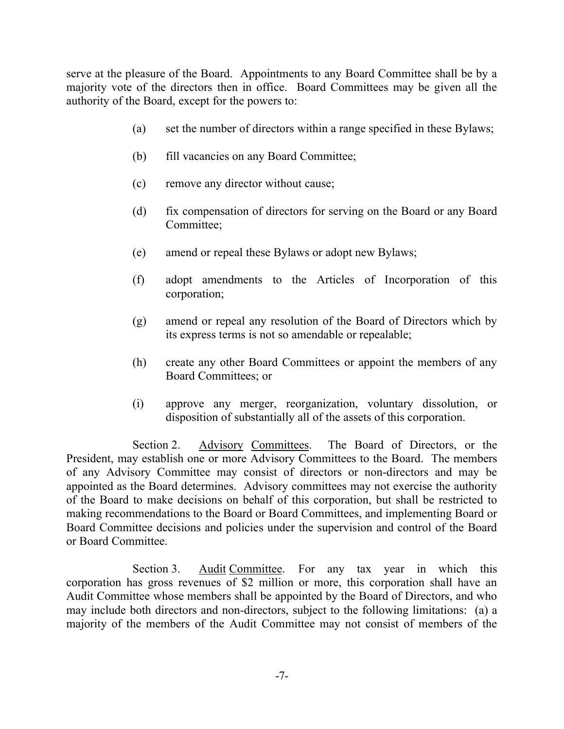serve at the pleasure of the Board. Appointments to any Board Committee shall be by a majority vote of the directors then in office. Board Committees may be given all the authority of the Board, except for the powers to:

(a) set the number of directors within a range specified in these Bylaws;

(b) fill vacancies on any Board Committee;

(c) remove any director without cause;

(d) fix compensation of directors for serving on the Board or any Board Committee;

(e) amend or repeal these Bylaws or adopt new Bylaws;

(f) adopt amendments to the Articles of Incorporation of this corporation;

(g) amend or repeal any resolution of the Board of Directors which by its express terms is not so amendable or repealable;

(h) create any other Board Committees or appoint the members of any Board Committees; or

(i) approve any merger, reorganization, voluntary dissolution, or disposition of substantially all of the assets of this corporation.

Section 2. Advisory Committees. The Board of Directors, or the President, may establish one or more Advisory Committees to the Board. The members of any Advisory Committee may consist of directors or non-directors and may be appointed as the Board determines. Advisory committees may not exercise the authority of the Board to make decisions on behalf of this corporation, but shall be restricted to making recommendations to the Board or Board Committees, and implementing Board or Board Committee decisions and policies under the supervision and control of the Board or Board Committee.

Section 3. Audit Committee. For any tax year in which this corporation has gross revenues of $2 million or more, this corporation shall have an Audit Committee whose members shall be appointed by the Board of Directors, and who may include both directors and non-directors, subject to the following limitations: (a) a majority of the members of the Audit Committee may not consist of members of the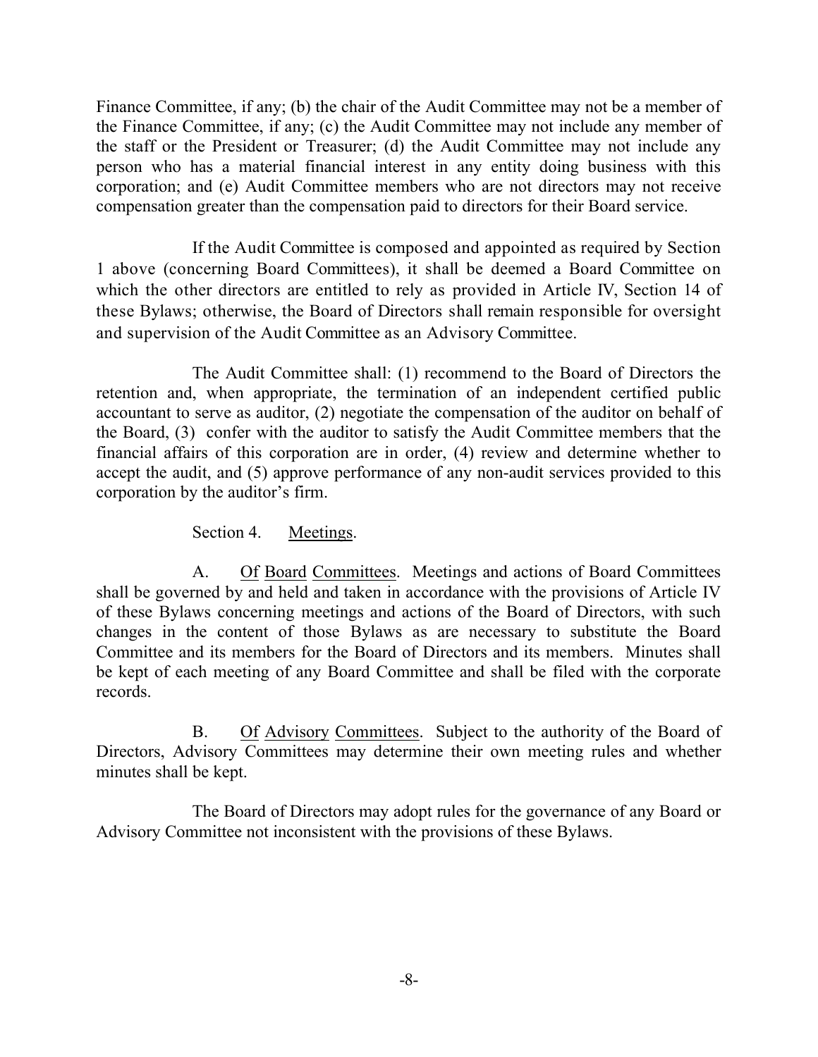Finance Committee, if any; (b) the chair of the Audit Committee may not be a member of the Finance Committee, if any; (c) the Audit Committee may not include any member of the staff or the President or Treasurer; (d) the Audit Committee may not include any person who has a material financial interest in any entity doing business with this corporation; and (e) Audit Committee members who are not directors may not receive compensation greater than the compensation paid to directors for their Board service.

If the Audit Committee is composed and appointed as required by Section 1 above (concerning Board Committees), it shall be deemed a Board Committee on which the other directors are entitled to rely as provided in Article IV, Section 14 of these Bylaws; otherwise, the Board of Directors shall remain responsible for oversight and supervision of the Audit Committee as an Advisory Committee.

The Audit Committee shall: (1) recommend to the Board of Directors the retention and, when appropriate, the termination of an independent certified public accountant to serve as auditor, (2) negotiate the compensation of the auditor on behalf of the Board, (3) confer with the auditor to satisfy the Audit Committee members that the financial affairs of this corporation are in order, (4) review and determine whether to accept the audit, and (5) approve performance of any non-audit services provided to this corporation by the auditor's firm.

Section 4. Meetings.

A. Of Board Committees. Meetings and actions of Board Committees shall be governed by and held and taken in accordance with the provisions of Article IV of these Bylaws concerning meetings and actions of the Board of Directors, with such changes in the content of those Bylaws as are necessary to substitute the Board Committee and its members for the Board of Directors and its members. Minutes shall be kept of each meeting of any Board Committee and shall be filed with the corporate records.

B. Of Advisory Committees. Subject to the authority of the Board of Directors, Advisory Committees may determine their own meeting rules and whether minutes shall be kept.

The Board of Directors may adopt rules for the governance of any Board or Advisory Committee not inconsistent with the provisions of these Bylaws.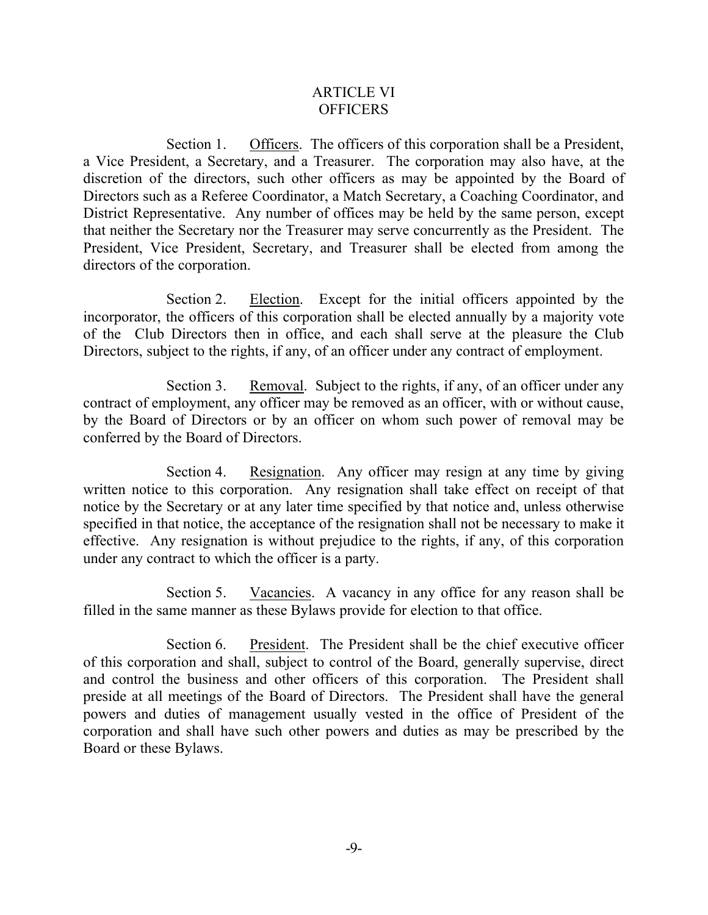# ARTICLE VI
# OFFICERS

Section 1. Officers. The officers of this corporation shall be a President, a Vice President, a Secretary, and a Treasurer. The corporation may also have, at the discretion of the directors, such other officers as may be appointed by the Board of Directors such as a Referee Coordinator, a Match Secretary, a Coaching Coordinator, and District Representative. Any number of offices may be held by the same person, except that neither the Secretary nor the Treasurer may serve concurrently as the President. The President, Vice President, Secretary, and Treasurer shall be elected from among the directors of the corporation.

Section 2. Election. Except for the initial officers appointed by the incorporator, the officers of this corporation shall be elected annually by a majority vote of the Club Directors then in office, and each shall serve at the pleasure the Club Directors, subject to the rights, if any, of an officer under any contract of employment.

Section 3. Removal. Subject to the rights, if any, of an officer under any contract of employment, any officer may be removed as an officer, with or without cause, by the Board of Directors or by an officer on whom such power of removal may be conferred by the Board of Directors.

Section 4. Resignation. Any officer may resign at any time by giving written notice to this corporation. Any resignation shall take effect on receipt of that notice by the Secretary or at any later time specified by that notice and, unless otherwise specified in that notice, the acceptance of the resignation shall not be necessary to make it effective. Any resignation is without prejudice to the rights, if any, of this corporation under any contract to which the officer is a party.

Section 5. Vacancies. A vacancy in any office for any reason shall be filled in the same manner as these Bylaws provide for election to that office.

Section 6. President. The President shall be the chief executive officer of this corporation and shall, subject to control of the Board, generally supervise, direct and control the business and other officers of this corporation. The President shall preside at all meetings of the Board of Directors. The President shall have the general powers and duties of management usually vested in the office of President of the corporation and shall have such other powers and duties as may be prescribed by the Board or these Bylaws.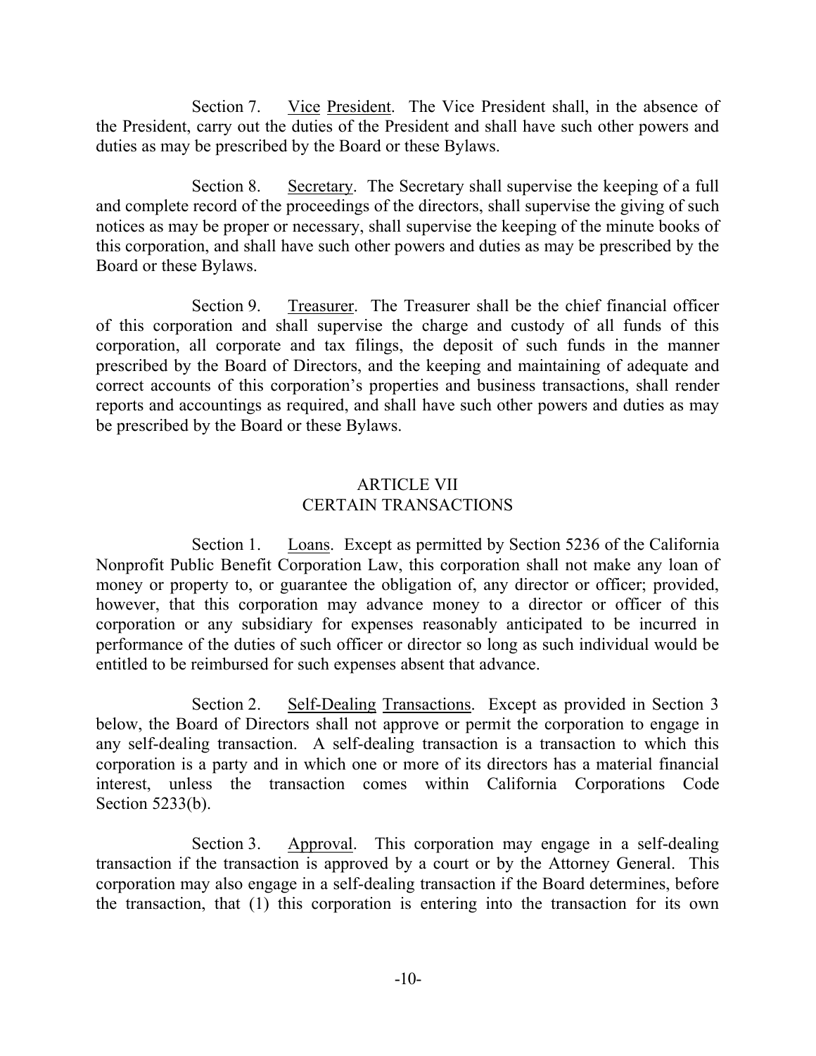Section 7. Vice President. The Vice President shall, in the absence of the President, carry out the duties of the President and shall have such other powers and duties as may be prescribed by the Board or these Bylaws.

Section 8. Secretary. The Secretary shall supervise the keeping of a full and complete record of the proceedings of the directors, shall supervise the giving of such notices as may be proper or necessary, shall supervise the keeping of the minute books of this corporation, and shall have such other powers and duties as may be prescribed by the Board or these Bylaws.

Section 9. Treasurer. The Treasurer shall be the chief financial officer of this corporation and shall supervise the charge and custody of all funds of this corporation, all corporate and tax filings, the deposit of such funds in the manner prescribed by the Board of Directors, and the keeping and maintaining of adequate and correct accounts of this corporation's properties and business transactions, shall render reports and accountings as required, and shall have such other powers and duties as may be prescribed by the Board or these Bylaws.

## ARTICLE VII
## CERTAIN TRANSACTIONS

Section 1. Loans. Except as permitted by Section 5236 of the California Nonprofit Public Benefit Corporation Law, this corporation shall not make any loan of money or property to, or guarantee the obligation of, any director or officer; provided, however, that this corporation may advance money to a director or officer of this corporation or any subsidiary for expenses reasonably anticipated to be incurred in performance of the duties of such officer or director so long as such individual would be entitled to be reimbursed for such expenses absent that advance.

Section 2. Self-Dealing Transactions. Except as provided in Section 3 below, the Board of Directors shall not approve or permit the corporation to engage in any self-dealing transaction. A self-dealing transaction is a transaction to which this corporation is a party and in which one or more of its directors has a material financial interest, unless the transaction comes within California Corporations Code Section 5233(b).

Section 3. Approval. This corporation may engage in a self-dealing transaction if the transaction is approved by a court or by the Attorney General. This corporation may also engage in a self-dealing transaction if the Board determines, before the transaction, that (1) this corporation is entering into the transaction for its own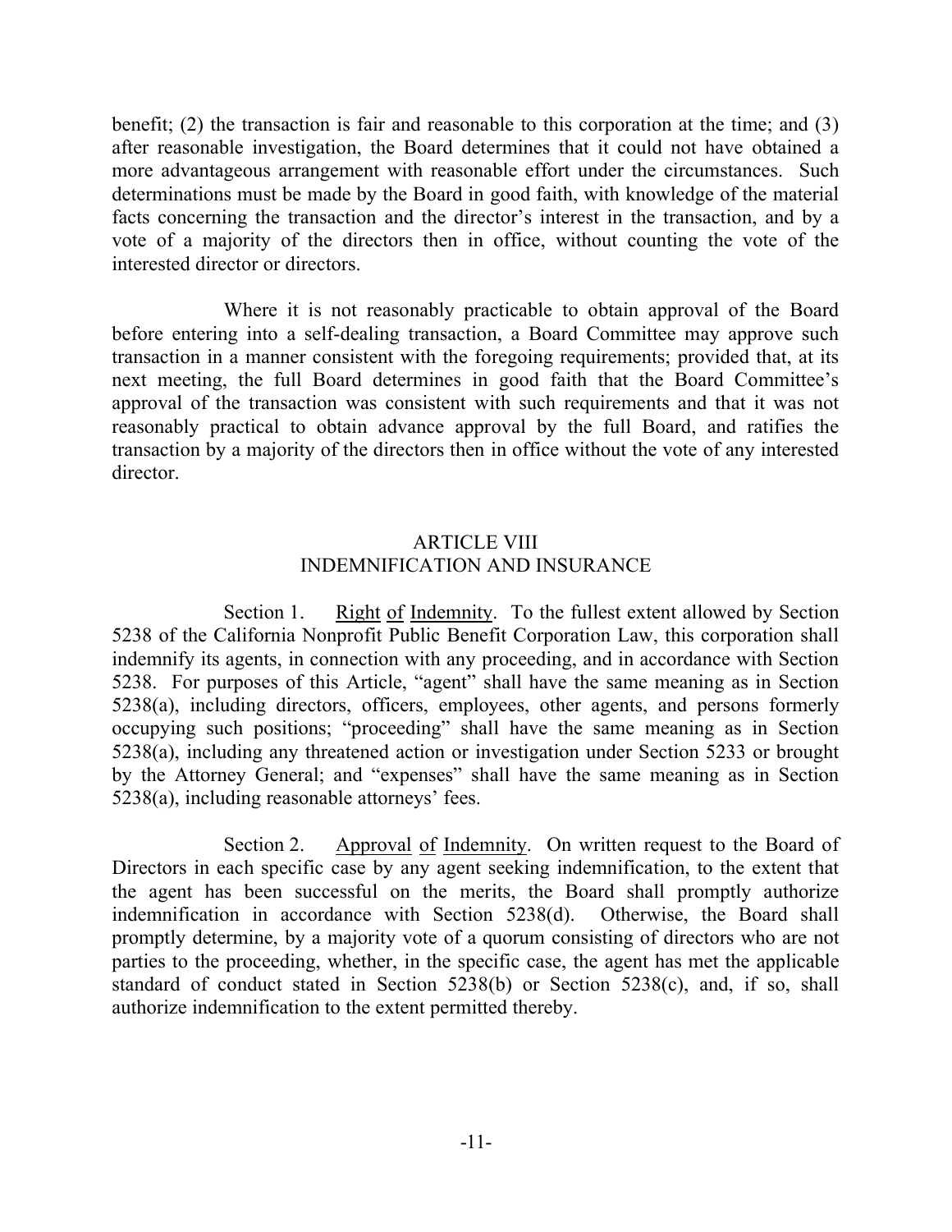benefit; (2) the transaction is fair and reasonable to this corporation at the time; and (3) after reasonable investigation, the Board determines that it could not have obtained a more advantageous arrangement with reasonable effort under the circumstances. Such determinations must be made by the Board in good faith, with knowledge of the material facts concerning the transaction and the director's interest in the transaction, and by a vote of a majority of the directors then in office, without counting the vote of the interested director or directors.

Where it is not reasonably practicable to obtain approval of the Board before entering into a self-dealing transaction, a Board Committee may approve such transaction in a manner consistent with the foregoing requirements; provided that, at its next meeting, the full Board determines in good faith that the Board Committee's approval of the transaction was consistent with such requirements and that it was not reasonably practical to obtain advance approval by the full Board, and ratifies the transaction by a majority of the directors then in office without the vote of any interested director.

## ARTICLE VIII
## INDEMNIFICATION AND INSURANCE

Section 1. Right of Indemnity. To the fullest extent allowed by Section 5238 of the California Nonprofit Public Benefit Corporation Law, this corporation shall indemnify its agents, in connection with any proceeding, and in accordance with Section 5238. For purposes of this Article, "agent" shall have the same meaning as in Section 5238(a), including directors, officers, employees, other agents, and persons formerly occupying such positions; "proceeding" shall have the same meaning as in Section 5238(a), including any threatened action or investigation under Section 5233 or brought by the Attorney General; and "expenses" shall have the same meaning as in Section 5238(a), including reasonable attorneys' fees.

Section 2. Approval of Indemnity. On written request to the Board of Directors in each specific case by any agent seeking indemnification, to the extent that the agent has been successful on the merits, the Board shall promptly authorize indemnification in accordance with Section 5238(d). Otherwise, the Board shall promptly determine, by a majority vote of a quorum consisting of directors who are not parties to the proceeding, whether, in the specific case, the agent has met the applicable standard of conduct stated in Section 5238(b) or Section 5238(c), and, if so, shall authorize indemnification to the extent permitted thereby.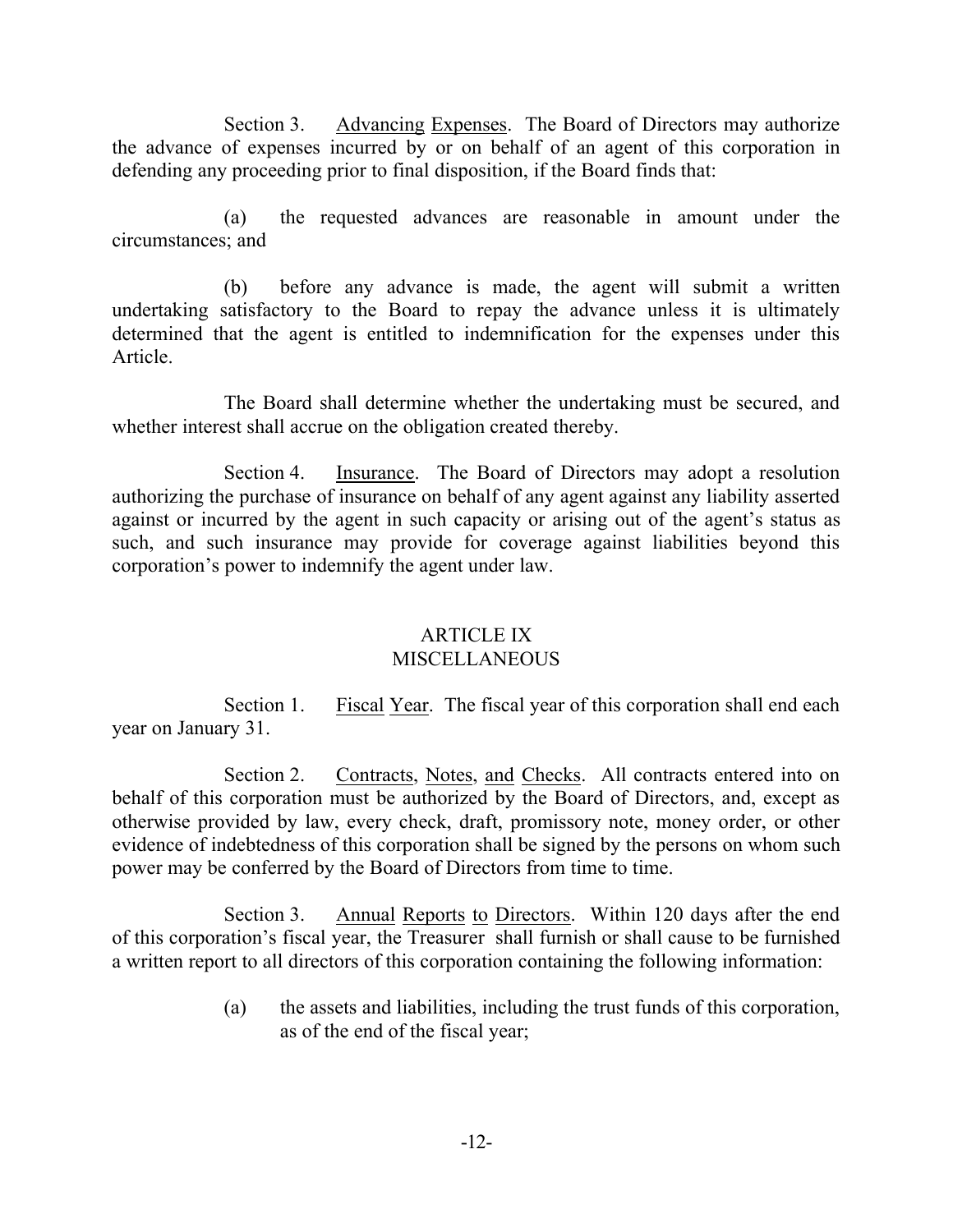Section 3. Advancing Expenses. The Board of Directors may authorize the advance of expenses incurred by or on behalf of an agent of this corporation in defending any proceeding prior to final disposition, if the Board finds that:

(a) the requested advances are reasonable in amount under the circumstances; and

(b) before any advance is made, the agent will submit a written undertaking satisfactory to the Board to repay the advance unless it is ultimately determined that the agent is entitled to indemnification for the expenses under this Article.

The Board shall determine whether the undertaking must be secured, and whether interest shall accrue on the obligation created thereby.

Section 4. Insurance. The Board of Directors may adopt a resolution authorizing the purchase of insurance on behalf of any agent against any liability asserted against or incurred by the agent in such capacity or arising out of the agent's status as such, and such insurance may provide for coverage against liabilities beyond this corporation's power to indemnify the agent under law.

## ARTICLE IX
## MISCELLANEOUS

Section 1. Fiscal Year. The fiscal year of this corporation shall end each year on January 31.

Section 2. Contracts, Notes, and Checks. All contracts entered into on behalf of this corporation must be authorized by the Board of Directors, and, except as otherwise provided by law, every check, draft, promissory note, money order, or other evidence of indebtedness of this corporation shall be signed by the persons on whom such power may be conferred by the Board of Directors from time to time.

Section 3. Annual Reports to Directors. Within 120 days after the end of this corporation's fiscal year, the Treasurer shall furnish or shall cause to be furnished a written report to all directors of this corporation containing the following information:

(a) the assets and liabilities, including the trust funds of this corporation, as of the end of the fiscal year;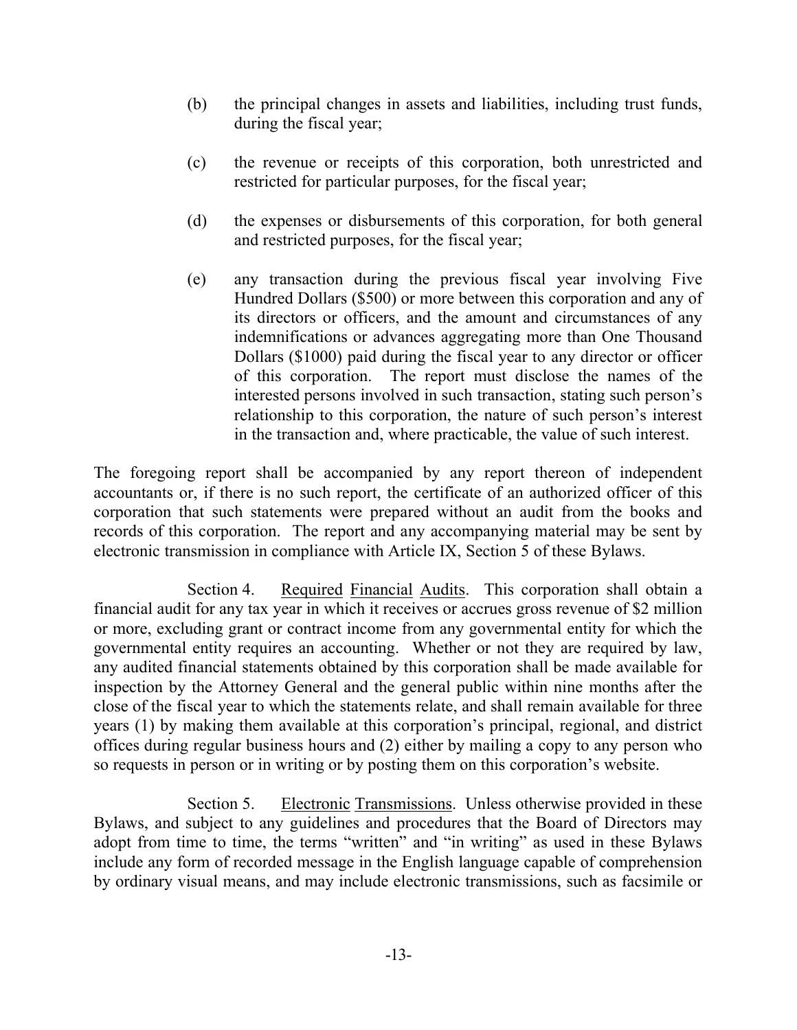(b) the principal changes in assets and liabilities, including trust funds, during the fiscal year;

(c) the revenue or receipts of this corporation, both unrestricted and restricted for particular purposes, for the fiscal year;

(d) the expenses or disbursements of this corporation, for both general and restricted purposes, for the fiscal year;

(e) any transaction during the previous fiscal year involving Five Hundred Dollars ($500) or more between this corporation and any of its directors or officers, and the amount and circumstances of any indemnifications or advances aggregating more than One Thousand Dollars ($1000) paid during the fiscal year to any director or officer of this corporation. The report must disclose the names of the interested persons involved in such transaction, stating such person's relationship to this corporation, the nature of such person's interest in the transaction and, where practicable, the value of such interest.

The foregoing report shall be accompanied by any report thereon of independent accountants or, if there is no such report, the certificate of an authorized officer of this corporation that such statements were prepared without an audit from the books and records of this corporation. The report and any accompanying material may be sent by electronic transmission in compliance with Article IX, Section 5 of these Bylaws.

Section 4. Required Financial Audits. This corporation shall obtain a financial audit for any tax year in which it receives or accrues gross revenue of $2 million or more, excluding grant or contract income from any governmental entity for which the governmental entity requires an accounting. Whether or not they are required by law, any audited financial statements obtained by this corporation shall be made available for inspection by the Attorney General and the general public within nine months after the close of the fiscal year to which the statements relate, and shall remain available for three years (1) by making them available at this corporation's principal, regional, and district offices during regular business hours and (2) either by mailing a copy to any person who so requests in person or in writing or by posting them on this corporation's website.

Section 5. Electronic Transmissions. Unless otherwise provided in these Bylaws, and subject to any guidelines and procedures that the Board of Directors may adopt from time to time, the terms "written" and "in writing" as used in these Bylaws include any form of recorded message in the English language capable of comprehension by ordinary visual means, and may include electronic transmissions, such as facsimile or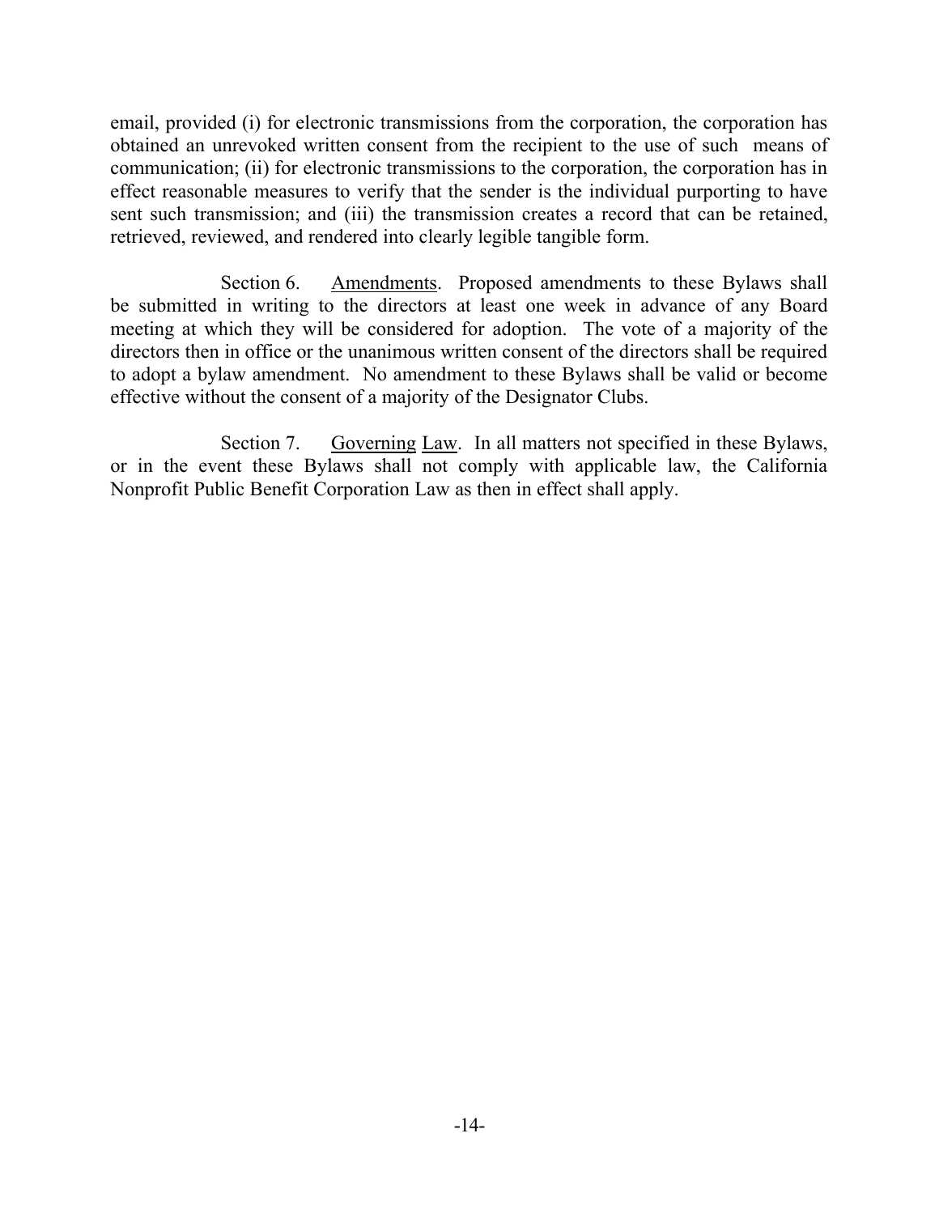email, provided (i) for electronic transmissions from the corporation, the corporation has obtained an unrevoked written consent from the recipient to the use of such means of communication; (ii) for electronic transmissions to the corporation, the corporation has in effect reasonable measures to verify that the sender is the individual purporting to have sent such transmission; and (iii) the transmission creates a record that can be retained, retrieved, reviewed, and rendered into clearly legible tangible form.

Section 6. Amendments. Proposed amendments to these Bylaws shall be submitted in writing to the directors at least one week in advance of any Board meeting at which they will be considered for adoption. The vote of a majority of the directors then in office or the unanimous written consent of the directors shall be required to adopt a bylaw amendment. No amendment to these Bylaws shall be valid or become effective without the consent of a majority of the Designator Clubs.

Section 7. Governing Law. In all matters not specified in these Bylaws, or in the event these Bylaws shall not comply with applicable law, the California Nonprofit Public Benefit Corporation Law as then in effect shall apply.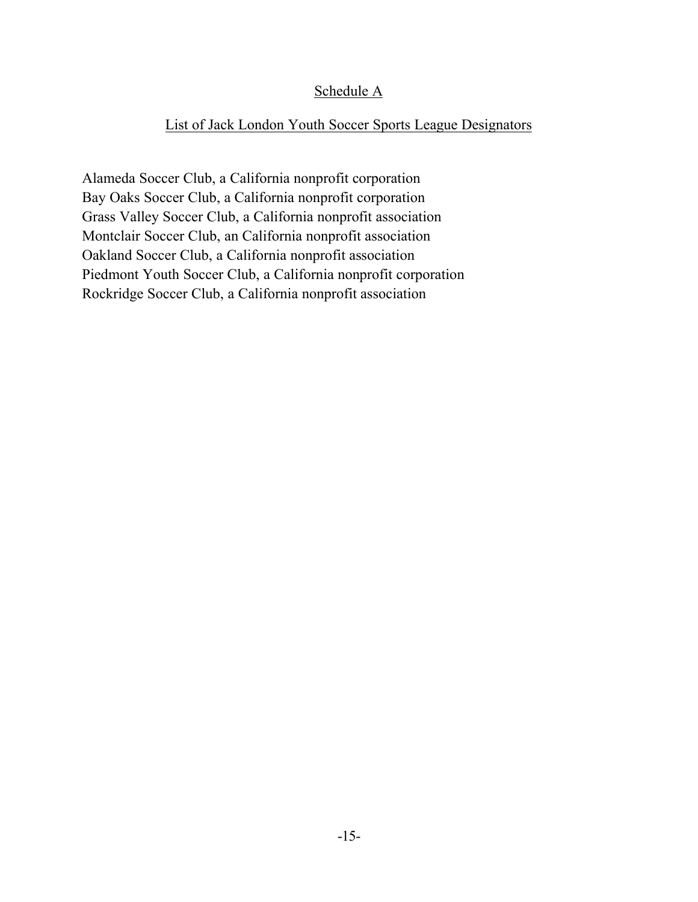## Schedule A

## List of Jack London Youth Soccer Sports League Designators

Alameda Soccer Club, a California nonprofit corporation
Bay Oaks Soccer Club, a California nonprofit corporation
Grass Valley Soccer Club, a California nonprofit association
Montclair Soccer Club, an California nonprofit association
Oakland Soccer Club, a California nonprofit association
Piedmont Youth Soccer Club, a California nonprofit corporation
Rockridge Soccer Club, a California nonprofit association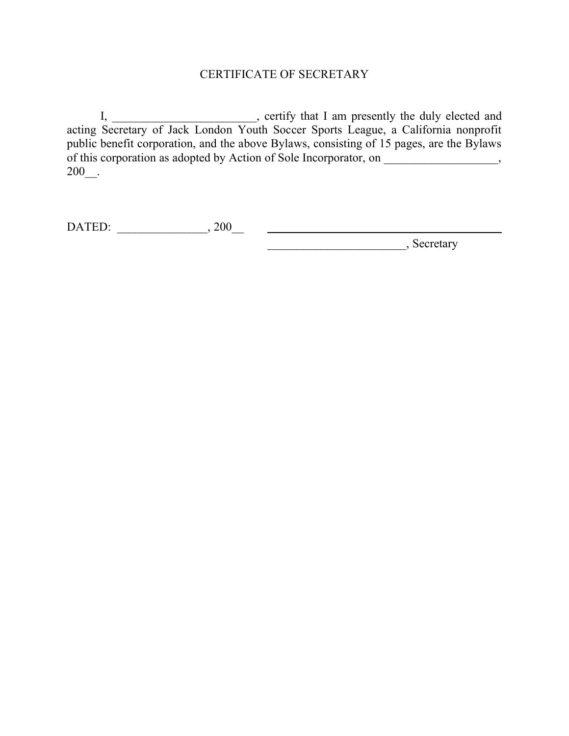# CERTIFICATE OF SECRETARY

I, ________________________, certify that I am presently the duly elected and acting Secretary of Jack London Youth Soccer Sports League, a California nonprofit public benefit corporation, and the above Bylaws, consisting of 15 pages, are the Bylaws of this corporation as adopted by Action of Sole Incorporator, on ___________________, 200__.

DATED: _______________, 200__

_______________________________________

_______________________, Secretary